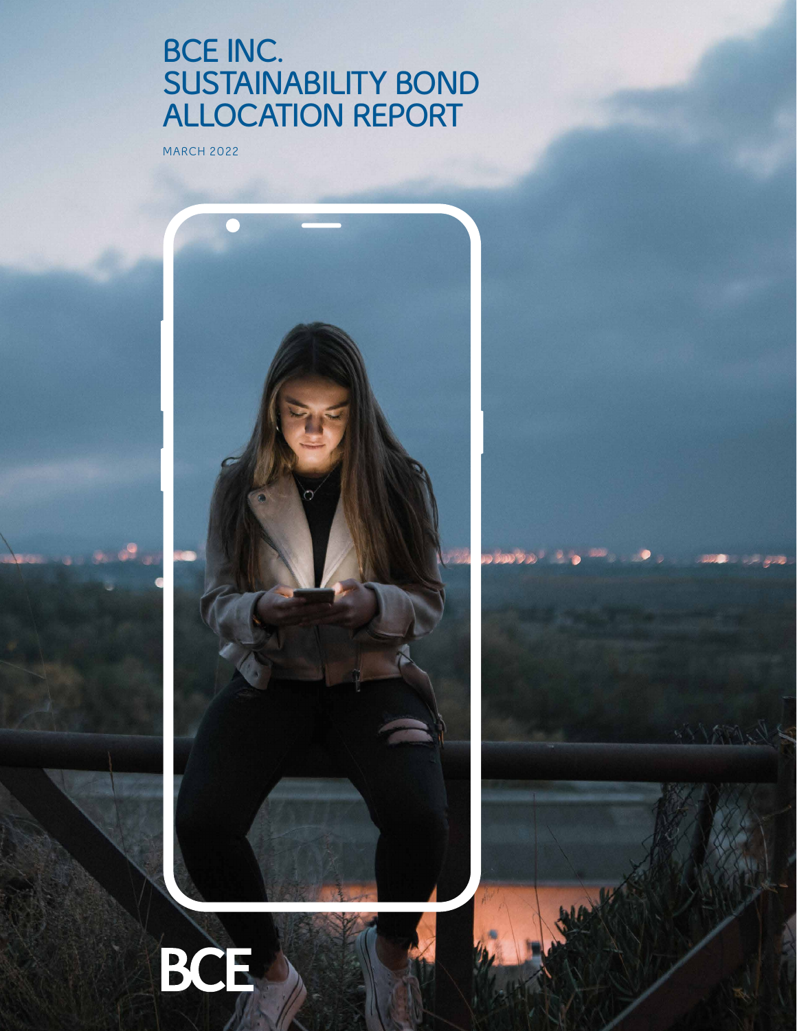# BCE INC. SUSTAINABILITY BOND ALLOCATION REPORT

MARCH 2022

BCE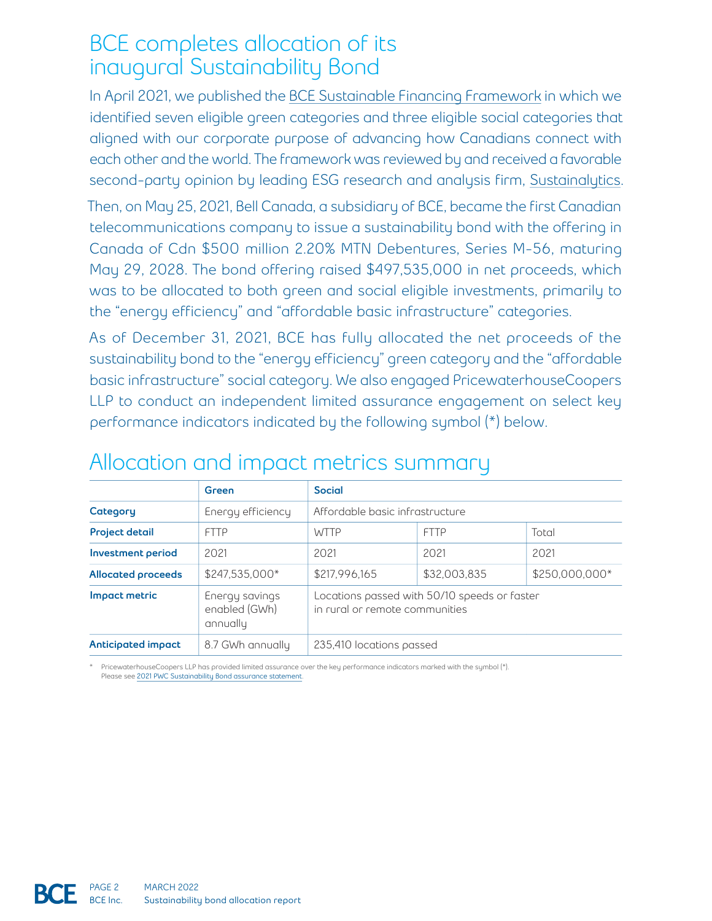// BCE completes allocation of its inaugural Sustainability Bond

In April 2021, we published the BCE Sustainable Financing Framework in which we identified seven eligible green categories and three eligible social categories that aligned with our corporate purpose of advancing how Canadians connect with each other and the world. The framework was reviewed by and received a favorable second-party opinion by leading ESG research and analysis firm, Sustainalytics.

Then, on May 25, 2021, Bell Canada, a subsidiary of BCE, became the first Canadian telecommunications company to issue a sustainability bond with the offering in Canada of Cdn $500 million 2.20% MTN Debentures, Series M-56, maturing May 29, 2028. The bond offering raised $497,535,000 in net proceeds, which was to be allocated to both green and social eligible investments, primarily to the "energy efficiency" and "affordable basic infrastructure" categories.

As of December 31, 2021, BCE has fully allocated the net proceeds of the sustainability bond to the "energy efficiency" green category and the "affordable basic infrastructure" social category. We also engaged PricewaterhouseCoopers LLP to conduct an independent limited assurance engagement on select key performance indicators indicated by the following symbol (*) below.

## Allocation and impact metrics summary

| | Green | Social | | |
|---|---|---|---|---|
| **Category** | Energy efficiency | Affordable basic infrastructure | | |
| **Project detail** | FTTP | WTTP | FTTP | Total |
| **Investment period** | 2021 | 2021 | 2021 | 2021 |
| **Allocated proceeds** | $247,535,000* | $217,996,165 | $32,003,835 | $250,000,000* |
| **Impact metric** | Energy savings enabled (GWh) annually | Locations passed with 50/10 speeds or faster in rural or remote communities | | |
| **Anticipated impact** | 8.7 GWh annually | 235,410 locations passed | | |

\* PricewaterhouseCoopers LLP has provided limited assurance over the key performance indicators marked with the symbol (*). Please see 2021 PWC Sustainability Bond assurance statement.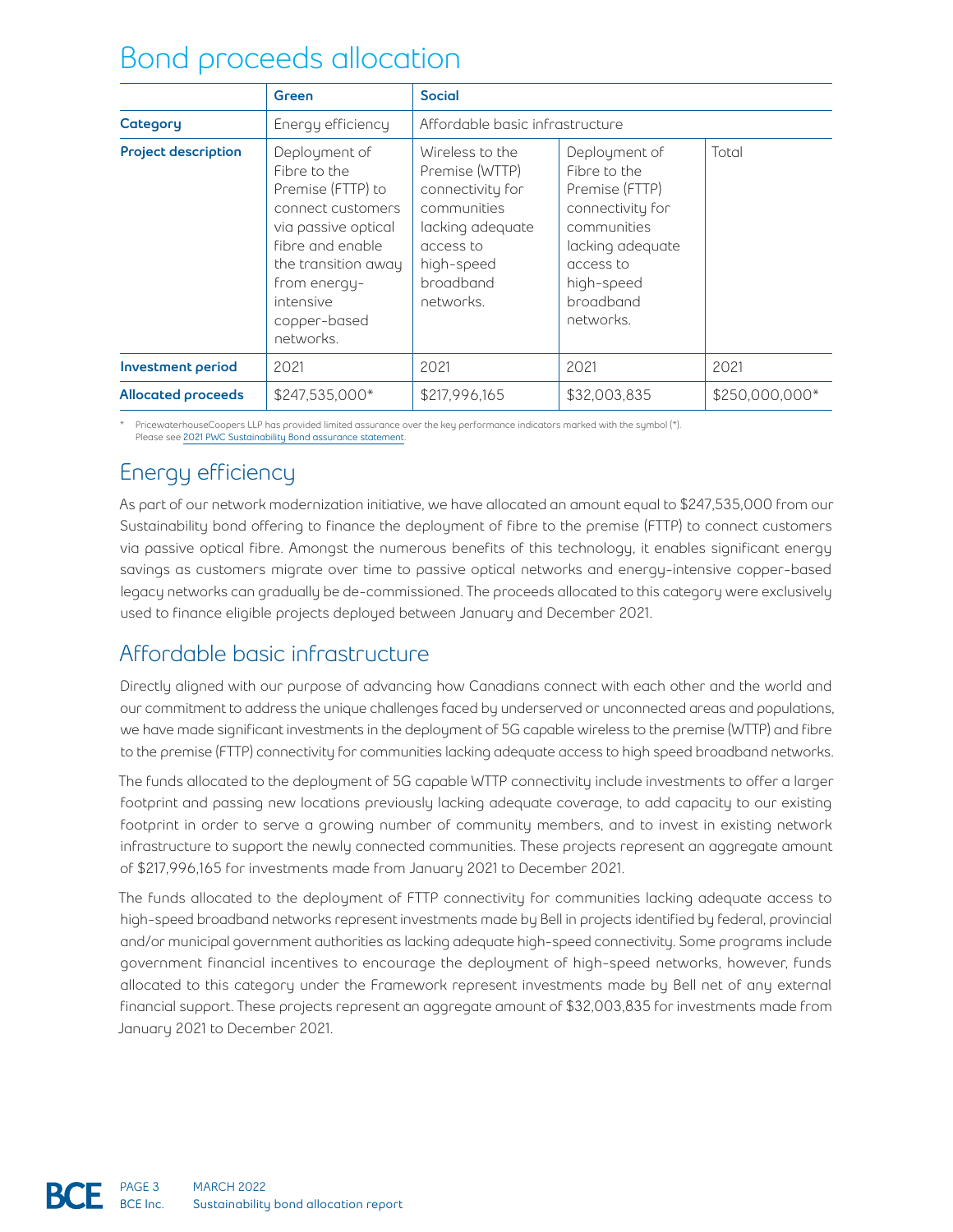# Bond proceeds allocation

| | Green | Social | | |
|---|---|---|---|---|
| **Category** | Energy efficiency | Affordable basic infrastructure | | |
| **Project description** | Deployment of Fibre to the Premise (FTTP) to connect customers via passive optical fibre and enable the transition away from energy-intensive copper-based networks. | Wireless to the Premise (WTTP) connectivity for communities lacking adequate access to high-speed broadband networks. | Deployment of Fibre to the Premise (FTTP) connectivity for communities lacking adequate access to high-speed broadband networks. | Total |
| **Investment period** | 2021 | 2021 | 2021 | 2021 |
| **Allocated proceeds** | $247,535,000* | $217,996,165 | $32,003,835 | $250,000,000* |

\* PricewaterhouseCoopers LLP has provided limited assurance over the key performance indicators marked with the symbol (*). Please see 2021 PWC Sustainability Bond assurance statement.

## Energy efficiency

As part of our network modernization initiative, we have allocated an amount equal to $247,535,000 from our Sustainability bond offering to finance the deployment of fibre to the premise (FTTP) to connect customers via passive optical fibre. Amongst the numerous benefits of this technology, it enables significant energy savings as customers migrate over time to passive optical networks and energy-intensive copper-based legacy networks can gradually be de-commissioned. The proceeds allocated to this category were exclusively used to finance eligible projects deployed between January and December 2021.

## Affordable basic infrastructure

Directly aligned with our purpose of advancing how Canadians connect with each other and the world and our commitment to address the unique challenges faced by underserved or unconnected areas and populations, we have made significant investments in the deployment of 5G capable wireless to the premise (WTTP) and fibre to the premise (FTTP) connectivity for communities lacking adequate access to high speed broadband networks.

The funds allocated to the deployment of 5G capable WTTP connectivity include investments to offer a larger footprint and passing new locations previously lacking adequate coverage, to add capacity to our existing footprint in order to serve a growing number of community members, and to invest in existing network infrastructure to support the newly connected communities. These projects represent an aggregate amount of $217,996,165 for investments made from January 2021 to December 2021.

The funds allocated to the deployment of FTTP connectivity for communities lacking adequate access to high-speed broadband networks represent investments made by Bell in projects identified by federal, provincial and/or municipal government authorities as lacking adequate high-speed connectivity. Some programs include government financial incentives to encourage the deployment of high-speed networks, however, funds allocated to this category under the Framework represent investments made by Bell net of any external financial support. These projects represent an aggregate amount of $32,003,835 for investments made from January 2021 to December 2021.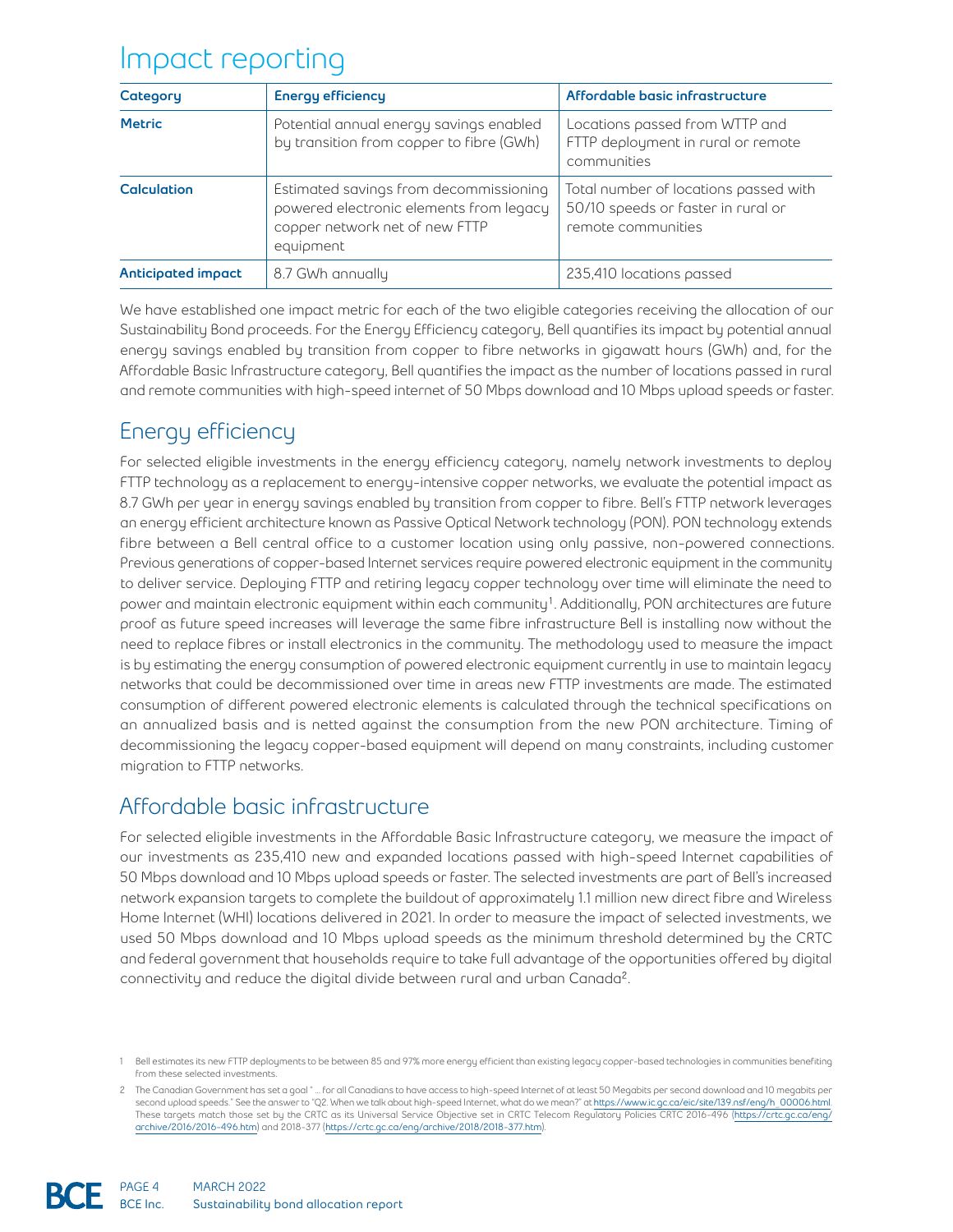# Impact reporting

| Category | Energy efficiency | Affordable basic infrastructure |
| --- | --- | --- |
| **Metric** | Potential annual energy savings enabled by transition from copper to fibre (GWh) | Locations passed from WTTP and FTTP deployment in rural or remote communities |
| **Calculation** | Estimated savings from decommissioning powered electronic elements from legacy copper network net of new FTTP equipment | Total number of locations passed with 50/10 speeds or faster in rural or remote communities |
| **Anticipated impact** | 8.7 GWh annually | 235,410 locations passed |

We have established one impact metric for each of the two eligible categories receiving the allocation of our Sustainability Bond proceeds. For the Energy Efficiency category, Bell quantifies its impact by potential annual energy savings enabled by transition from copper to fibre networks in gigawatt hours (GWh) and, for the Affordable Basic Infrastructure category, Bell quantifies the impact as the number of locations passed in rural and remote communities with high-speed internet of 50 Mbps download and 10 Mbps upload speeds or faster.

## Energy efficiency

For selected eligible investments in the energy efficiency category, namely network investments to deploy FTTP technology as a replacement to energy-intensive copper networks, we evaluate the potential impact as 8.7 GWh per year in energy savings enabled by transition from copper to fibre. Bell's FTTP network leverages an energy efficient architecture known as Passive Optical Network technology (PON). PON technology extends fibre between a Bell central office to a customer location using only passive, non-powered connections. Previous generations of copper-based Internet services require powered electronic equipment in the community to deliver service. Deploying FTTP and retiring legacy copper technology over time will eliminate the need to power and maintain electronic equipment within each community[1]. Additionally, PON architectures are future proof as future speed increases will leverage the same fibre infrastructure Bell is installing now without the need to replace fibres or install electronics in the community. The methodology used to measure the impact is by estimating the energy consumption of powered electronic equipment currently in use to maintain legacy networks that could be decommissioned over time in areas new FTTP investments are made. The estimated consumption of different powered electronic elements is calculated through the technical specifications on an annualized basis and is netted against the consumption from the new PON architecture. Timing of decommissioning the legacy copper-based equipment will depend on many constraints, including customer migration to FTTP networks.

## Affordable basic infrastructure

For selected eligible investments in the Affordable Basic Infrastructure category, we measure the impact of our investments as 235,410 new and expanded locations passed with high-speed Internet capabilities of 50 Mbps download and 10 Mbps upload speeds or faster. The selected investments are part of Bell's increased network expansion targets to complete the buildout of approximately 1.1 million new direct fibre and Wireless Home Internet (WHI) locations delivered in 2021. In order to measure the impact of selected investments, we used 50 Mbps download and 10 Mbps upload speeds as the minimum threshold determined by the CRTC and federal government that households require to take full advantage of the opportunities offered by digital connectivity and reduce the digital divide between rural and urban Canada[2].

1 Bell estimates its new FTTP deployments to be between 85 and 97% more energy efficient than existing legacy copper-based technologies in communities benefiting from these selected investments.

2 The Canadian Government has set a goal " ... for all Canadians to have access to high-speed Internet of at least 50 Megabits per second download and 10 megabits per second upload speeds." See the answer to "Q2. When we talk about high-speed Internet, what do we mean?" at https://www.ic.gc.ca/eic/site/139.nsf/eng/h_00006.html. These targets match those set by the CRTC as its Universal Service Objective set in CRTC Telecom Regulatory Policies CRTC 2016-496 (https://crtc.gc.ca/eng/archive/2016/2016-496.htm) and 2018-377 (https://crtc.gc.ca/eng/archive/2018/2018-377.htm).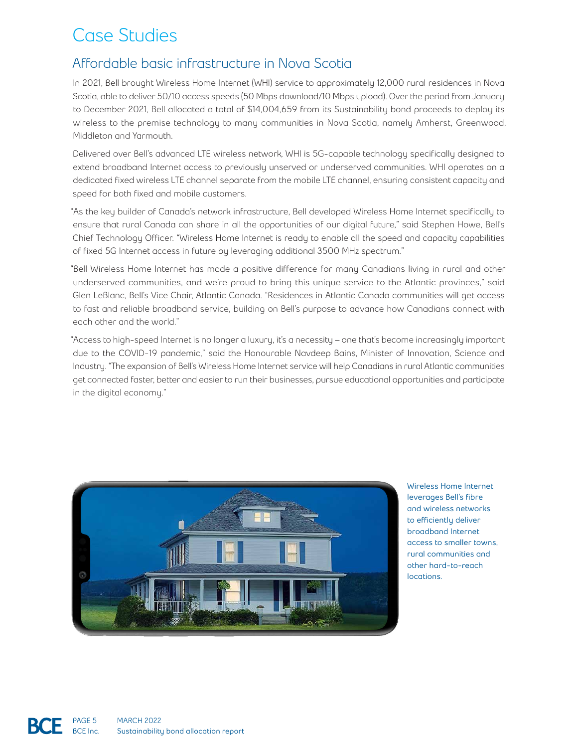# Case Studies

## Affordable basic infrastructure in Nova Scotia

In 2021, Bell brought Wireless Home Internet (WHI) service to approximately 12,000 rural residences in Nova Scotia, able to deliver 50/10 access speeds (50 Mbps download/10 Mbps upload). Over the period from January to December 2021, Bell allocated a total of $14,004,659 from its Sustainability bond proceeds to deploy its wireless to the premise technology to many communities in Nova Scotia, namely Amherst, Greenwood, Middleton and Yarmouth.

Delivered over Bell's advanced LTE wireless network, WHI is 5G-capable technology specifically designed to extend broadband Internet access to previously unserved or underserved communities. WHI operates on a dedicated fixed wireless LTE channel separate from the mobile LTE channel, ensuring consistent capacity and speed for both fixed and mobile customers.

"As the key builder of Canada's network infrastructure, Bell developed Wireless Home Internet specifically to ensure that rural Canada can share in all the opportunities of our digital future," said Stephen Howe, Bell's Chief Technology Officer. "Wireless Home Internet is ready to enable all the speed and capacity capabilities of fixed 5G Internet access in future by leveraging additional 3500 MHz spectrum."

"Bell Wireless Home Internet has made a positive difference for many Canadians living in rural and other underserved communities, and we're proud to bring this unique service to the Atlantic provinces," said Glen LeBlanc, Bell's Vice Chair, Atlantic Canada. "Residences in Atlantic Canada communities will get access to fast and reliable broadband service, building on Bell's purpose to advance how Canadians connect with each other and the world."

"Access to high-speed Internet is no longer a luxury, it's a necessity – one that's become increasingly important due to the COVID-19 pandemic," said the Honourable Navdeep Bains, Minister of Innovation, Science and Industry. "The expansion of Bell's Wireless Home Internet service will help Canadians in rural Atlantic communities get connected faster, better and easier to run their businesses, pursue educational opportunities and participate in the digital economy."

Wireless Home Internet leverages Bell's fibre and wireless networks to efficiently deliver broadband Internet access to smaller towns, rural communities and other hard-to-reach locations.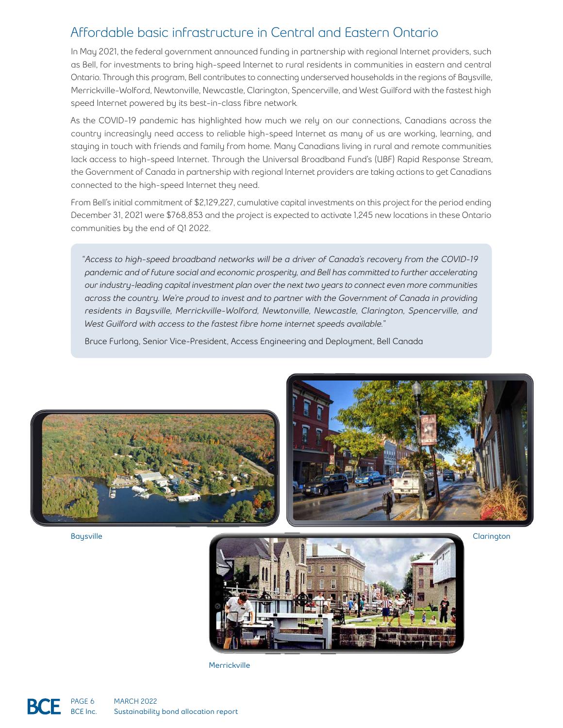## Affordable basic infrastructure in Central and Eastern Ontario

In May 2021, the federal government announced funding in partnership with regional Internet providers, such as Bell, for investments to bring high-speed Internet to rural residents in communities in eastern and central Ontario. Through this program, Bell contributes to connecting underserved households in the regions of Baysville, Merrickville-Wolford, Newtonville, Newcastle, Clarington, Spencerville, and West Guilford with the fastest high speed Internet powered by its best-in-class fibre network.

As the COVID-19 pandemic has highlighted how much we rely on our connections, Canadians across the country increasingly need access to reliable high-speed Internet as many of us are working, learning, and staying in touch with friends and family from home. Many Canadians living in rural and remote communities lack access to high-speed Internet. Through the Universal Broadband Fund's (UBF) Rapid Response Stream, the Government of Canada in partnership with regional Internet providers are taking actions to get Canadians connected to the high-speed Internet they need.

From Bell's initial commitment of $2,129,227, cumulative capital investments on this project for the period ending December 31, 2021 were $768,853 and the project is expected to activate 1,245 new locations in these Ontario communities by the end of Q1 2022.

> *"Access to high-speed broadband networks will be a driver of Canada's recovery from the COVID-19 pandemic and of future social and economic prosperity, and Bell has committed to further accelerating our industry-leading capital investment plan over the next two years to connect even more communities across the country. We're proud to invest and to partner with the Government of Canada in providing residents in Baysville, Merrickville-Wolford, Newtonville, Newcastle, Clarington, Spencerville, and West Guilford with access to the fastest fibre home internet speeds available."*
>
> Bruce Furlong, Senior Vice-President, Access Engineering and Deployment, Bell Canada

Baysville

Clarington

Merrickville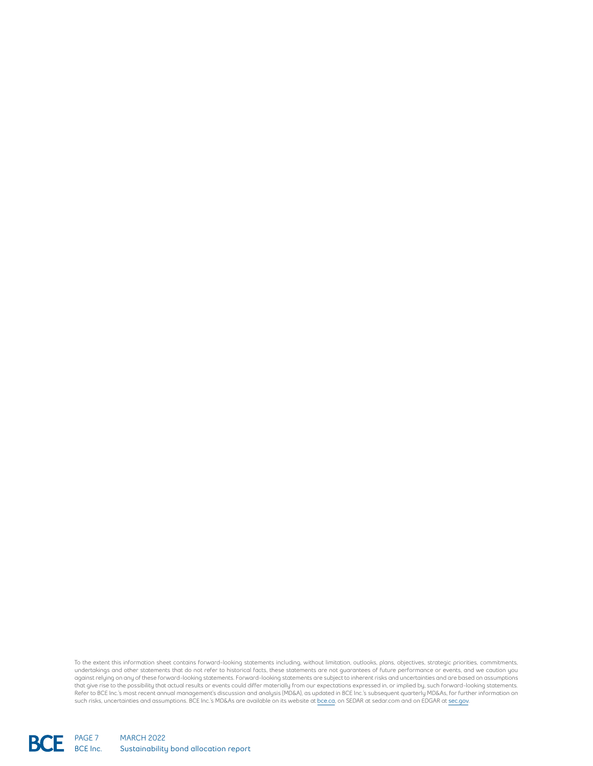To the extent this information sheet contains forward-looking statements including, without limitation, outlooks, plans, objectives, strategic priorities, commitments, undertakings and other statements that do not refer to historical facts, these statements are not guarantees of future performance or events, and we caution you against relying on any of these forward-looking statements. Forward-looking statements are subject to inherent risks and uncertainties and are based on assumptions that give rise to the possibility that actual results or events could differ materially from our expectations expressed in, or implied by, such forward-looking statements. Refer to BCE Inc.'s most recent annual management's discussion and analysis (MD&A), as updated in BCE Inc.'s subsequent quarterly MD&As, for further information on such risks, uncertainties and assumptions. BCE Inc.'s MD&As are available on its website at bce.ca, on SEDAR at sedar.com and on EDGAR at sec.gov.